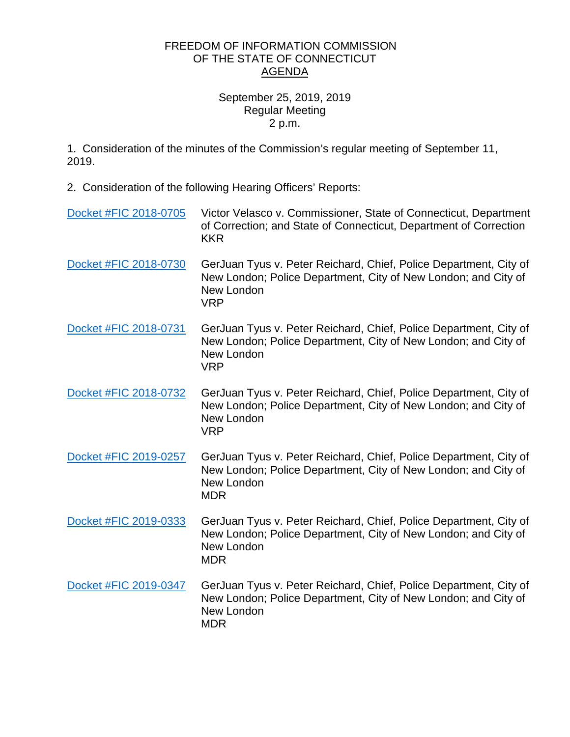# FREEDOM OF INFORMATION COMMISSION
# OF THE STATE OF CONNECTICUT
## AGENDA

September 25, 2019, 2019
Regular Meeting
2 p.m.

1. Consideration of the minutes of the Commission's regular meeting of September 11, 2019.

2. Consideration of the following Hearing Officers' Reports:

| | |
|---|---|
| Docket #FIC 2018-0705 | Victor Velasco v. Commissioner, State of Connecticut, Department of Correction; and State of Connecticut, Department of Correction<br>KKR |
| Docket #FIC 2018-0730 | GerJuan Tyus v. Peter Reichard, Chief, Police Department, City of New London; Police Department, City of New London; and City of New London<br>VRP |
| Docket #FIC 2018-0731 | GerJuan Tyus v. Peter Reichard, Chief, Police Department, City of New London; Police Department, City of New London; and City of New London<br>VRP |
| Docket #FIC 2018-0732 | GerJuan Tyus v. Peter Reichard, Chief, Police Department, City of New London; Police Department, City of New London; and City of New London<br>VRP |
| Docket #FIC 2019-0257 | GerJuan Tyus v. Peter Reichard, Chief, Police Department, City of New London; Police Department, City of New London; and City of New London<br>MDR |
| Docket #FIC 2019-0333 | GerJuan Tyus v. Peter Reichard, Chief, Police Department, City of New London; Police Department, City of New London; and City of New London<br>MDR |
| Docket #FIC 2019-0347 | GerJuan Tyus v. Peter Reichard, Chief, Police Department, City of New London; Police Department, City of New London; and City of New London<br>MDR |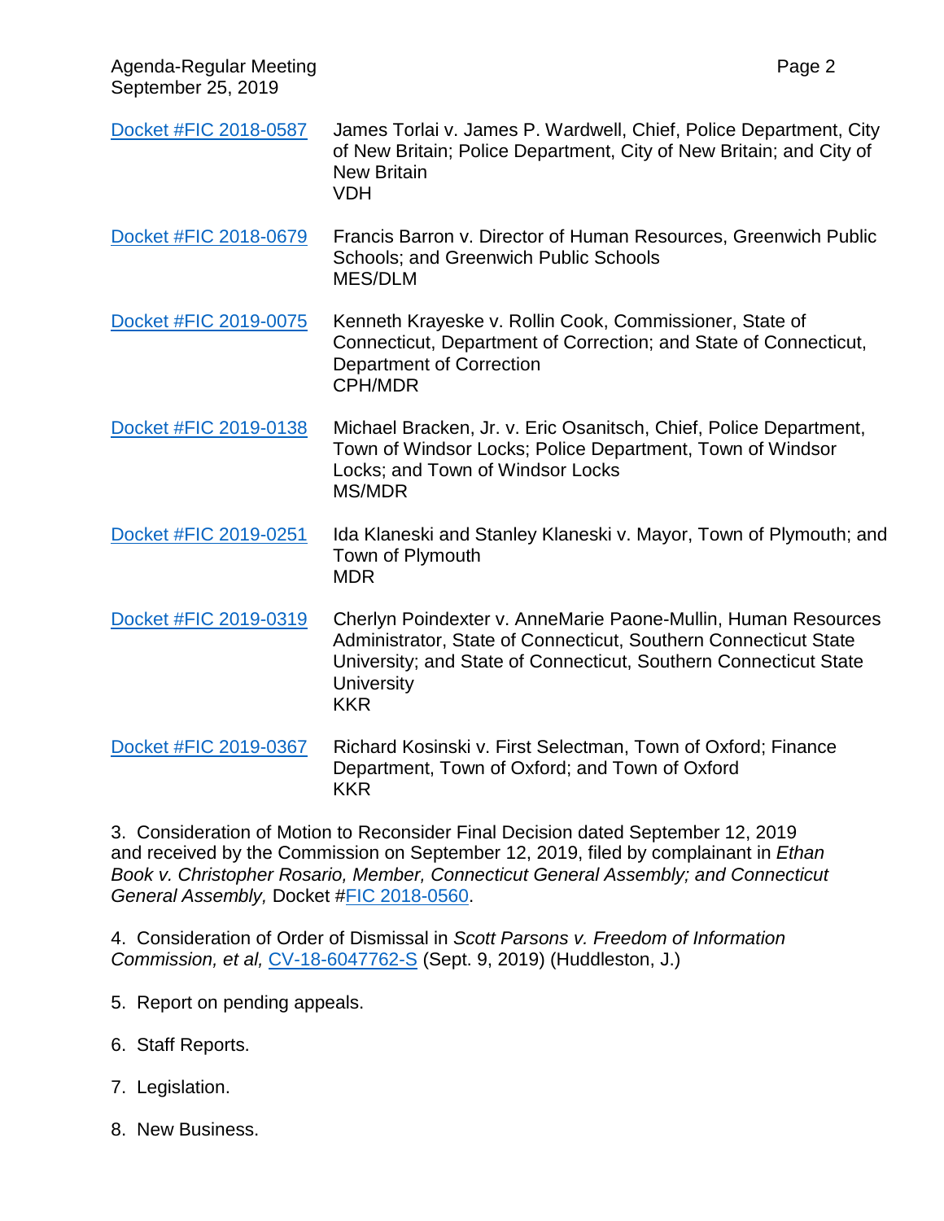| | |
|---|---|
| [Docket #FIC 2018-0587]() | James Torlai v. James P. Wardwell, Chief, Police Department, City of New Britain; Police Department, City of New Britain; and City of New Britain<br>VDH |
| [Docket #FIC 2018-0679]() | Francis Barron v. Director of Human Resources, Greenwich Public Schools; and Greenwich Public Schools<br>MES/DLM |
| [Docket #FIC 2019-0075]() | Kenneth Krayeske v. Rollin Cook, Commissioner, State of Connecticut, Department of Correction; and State of Connecticut, Department of Correction<br>CPH/MDR |
| [Docket #FIC 2019-0138]() | Michael Bracken, Jr. v. Eric Osanitsch, Chief, Police Department, Town of Windsor Locks; Police Department, Town of Windsor Locks; and Town of Windsor Locks<br>MS/MDR |
| [Docket #FIC 2019-0251]() | Ida Klaneski and Stanley Klaneski v. Mayor, Town of Plymouth; and Town of Plymouth<br>MDR |
| [Docket #FIC 2019-0319]() | Cherlyn Poindexter v. AnneMarie Paone-Mullin, Human Resources Administrator, State of Connecticut, Southern Connecticut State University; and State of Connecticut, Southern Connecticut State University<br>KKR |
| [Docket #FIC 2019-0367]() | Richard Kosinski v. First Selectman, Town of Oxford; Finance Department, Town of Oxford; and Town of Oxford<br>KKR |

3. Consideration of Motion to Reconsider Final Decision dated September 12, 2019 and received by the Commission on September 12, 2019, filed by complainant in *Ethan Book v. Christopher Rosario, Member, Connecticut General Assembly; and Connecticut General Assembly,* Docket #[FIC 2018-0560]().

4. Consideration of Order of Dismissal in *Scott Parsons v. Freedom of Information Commission, et al,* [CV-18-6047762-S]() (Sept. 9, 2019) (Huddleston, J.)

5. Report on pending appeals.

6. Staff Reports.

7. Legislation.

8. New Business.